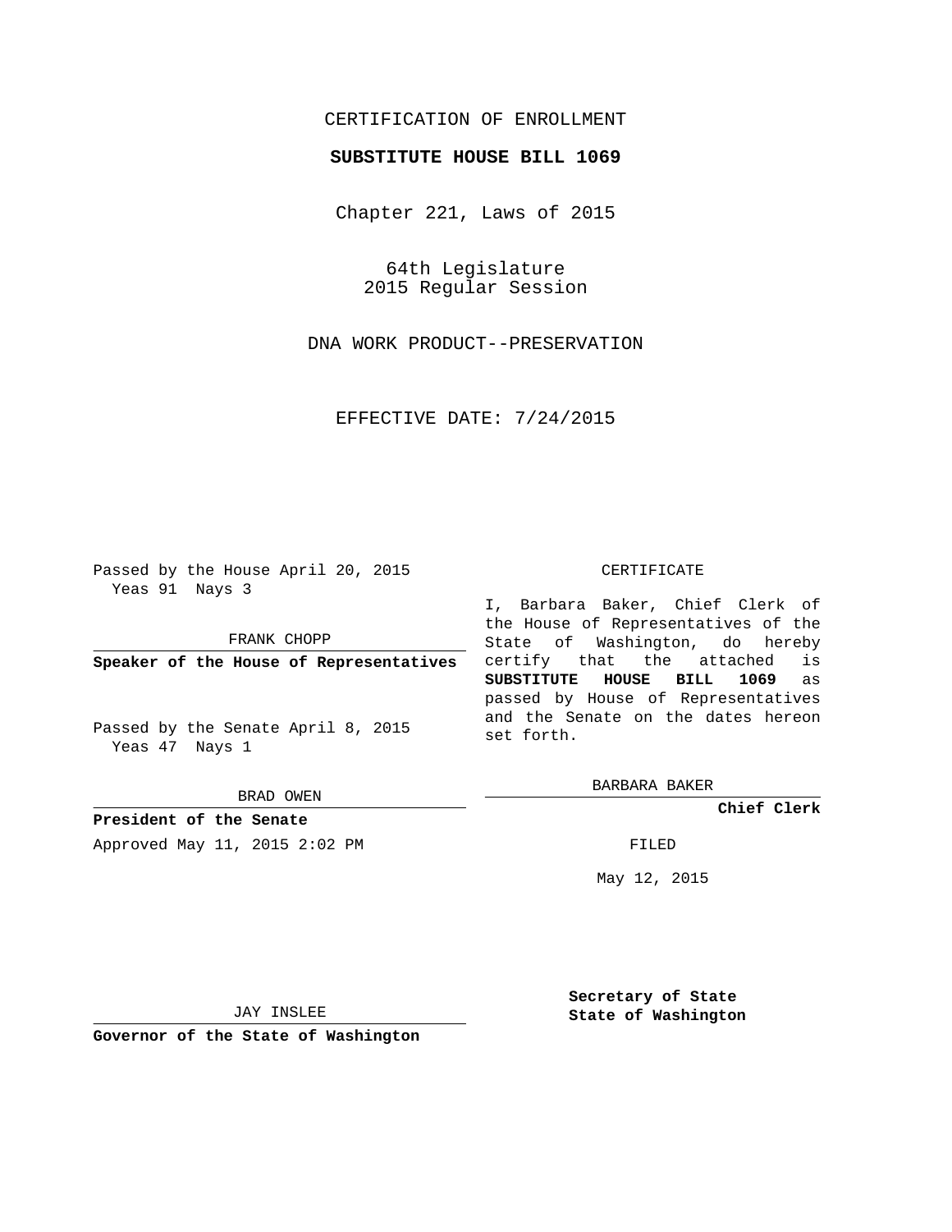CERTIFICATION OF ENROLLMENT

**SUBSTITUTE HOUSE BILL 1069**

Chapter 221, Laws of 2015

64th Legislature
2015 Regular Session

DNA WORK PRODUCT--PRESERVATION

EFFECTIVE DATE: 7/24/2015

Passed by the House April 20, 2015
Yeas 91 Nays 3

FRANK CHOPP

**Speaker of the House of Representatives**

Passed by the Senate April 8, 2015
Yeas 47 Nays 1

BRAD OWEN

**President of the Senate**

Approved May 11, 2015 2:02 PM

JAY INSLEE

**Governor of the State of Washington**

CERTIFICATE

I, Barbara Baker, Chief Clerk of the House of Representatives of the State of Washington, do hereby certify that the attached is **SUBSTITUTE HOUSE BILL 1069** as passed by House of Representatives and the Senate on the dates hereon set forth.

BARBARA BAKER

**Chief Clerk**

FILED

May 12, 2015

**Secretary of State**
**State of Washington**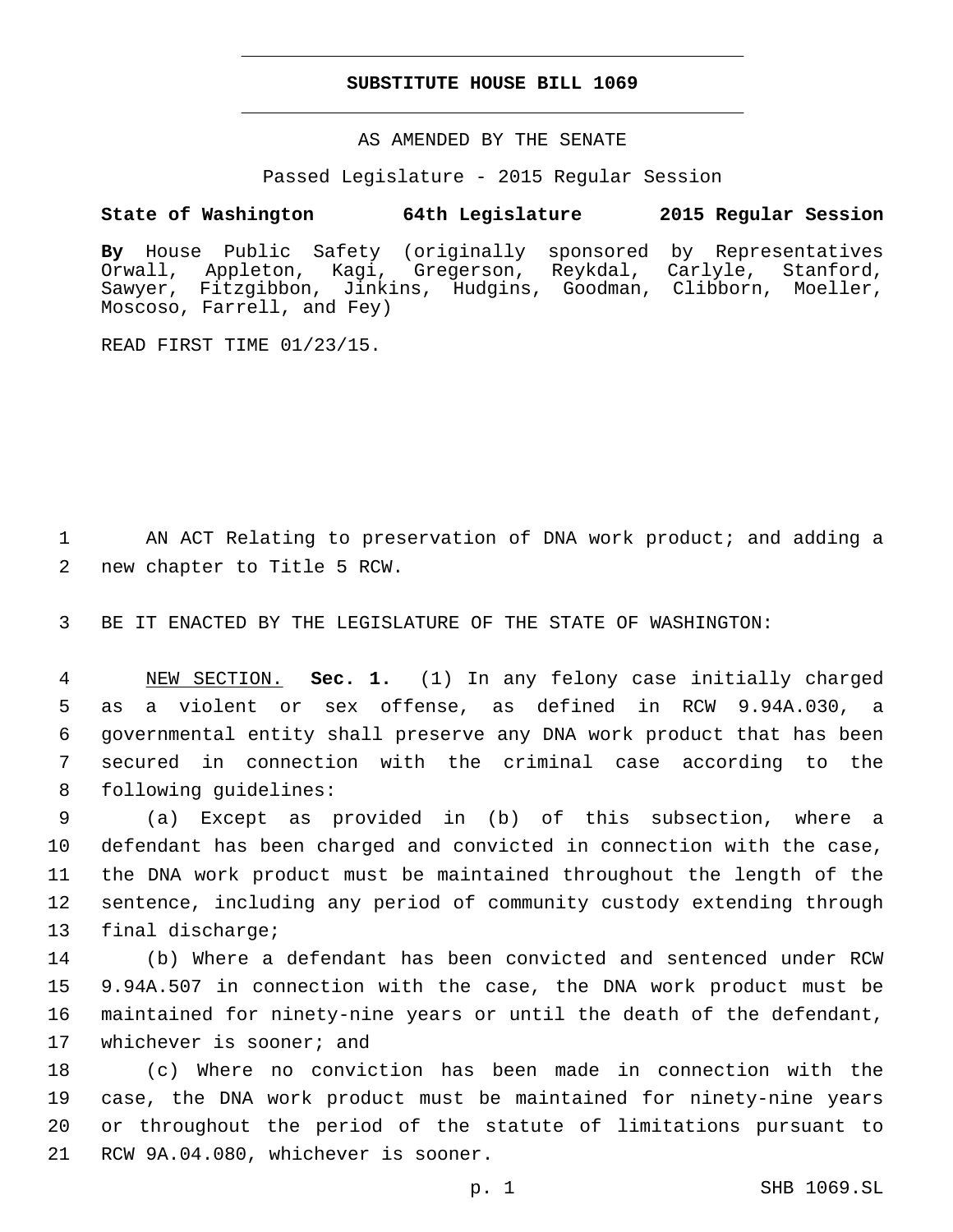# SUBSTITUTE HOUSE BILL 1069

AS AMENDED BY THE SENATE

Passed Legislature - 2015 Regular Session

**State of Washington 64th Legislature 2015 Regular Session**

**By** House Public Safety (originally sponsored by Representatives Orwall, Appleton, Kagi, Gregerson, Reykdal, Carlyle, Stanford, Sawyer, Fitzgibbon, Jinkins, Hudgins, Goodman, Clibborn, Moeller, Moscoso, Farrell, and Fey)

READ FIRST TIME 01/23/15.

AN ACT Relating to preservation of DNA work product; and adding a new chapter to Title 5 RCW.

BE IT ENACTED BY THE LEGISLATURE OF THE STATE OF WASHINGTON:

NEW SECTION. **Sec. 1.** (1) In any felony case initially charged as a violent or sex offense, as defined in RCW 9.94A.030, a governmental entity shall preserve any DNA work product that has been secured in connection with the criminal case according to the following guidelines:

(a) Except as provided in (b) of this subsection, where a defendant has been charged and convicted in connection with the case, the DNA work product must be maintained throughout the length of the sentence, including any period of community custody extending through final discharge;

(b) Where a defendant has been convicted and sentenced under RCW 9.94A.507 in connection with the case, the DNA work product must be maintained for ninety-nine years or until the death of the defendant, whichever is sooner; and

(c) Where no conviction has been made in connection with the case, the DNA work product must be maintained for ninety-nine years or throughout the period of the statute of limitations pursuant to RCW 9A.04.080, whichever is sooner.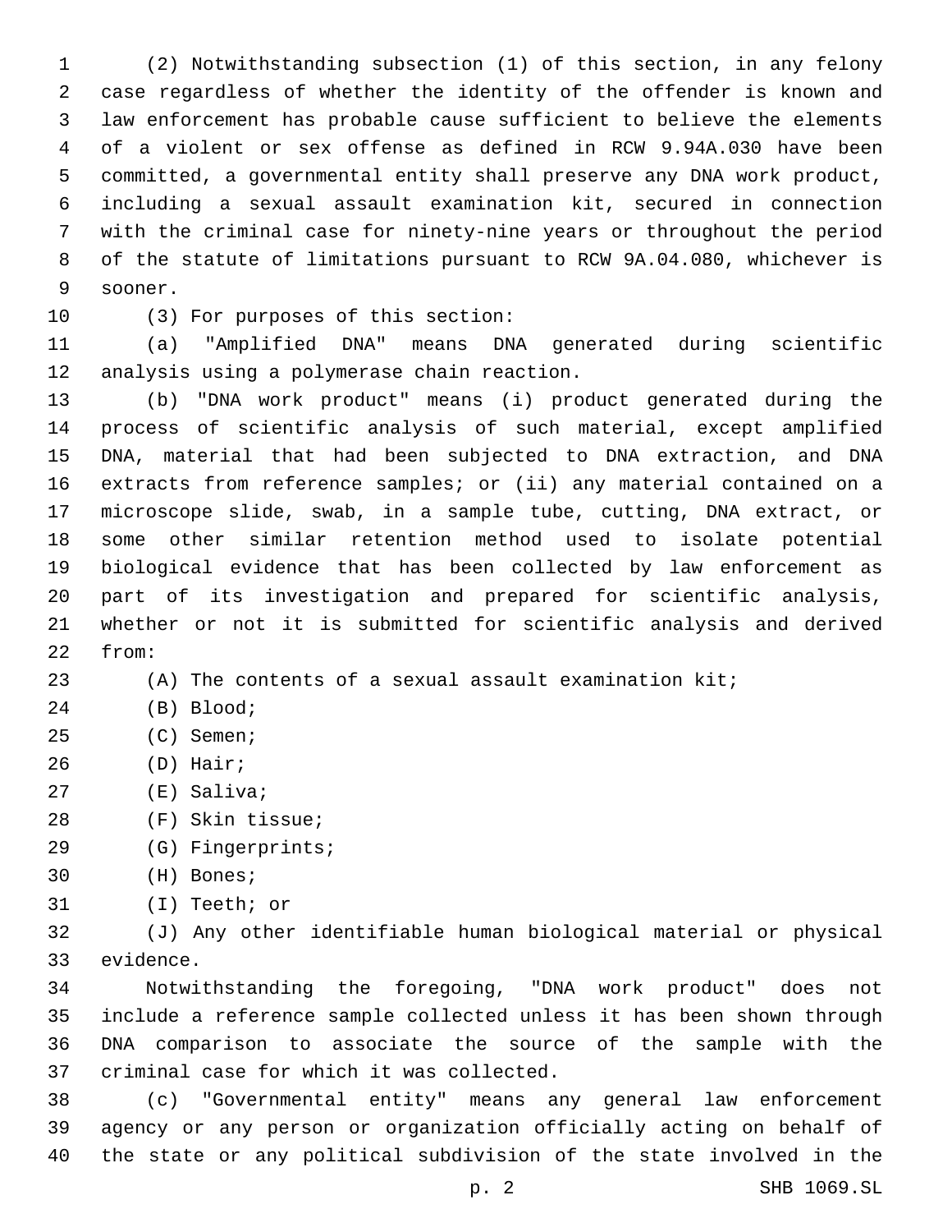(2) Notwithstanding subsection (1) of this section, in any felony case regardless of whether the identity of the offender is known and law enforcement has probable cause sufficient to believe the elements of a violent or sex offense as defined in RCW 9.94A.030 have been committed, a governmental entity shall preserve any DNA work product, including a sexual assault examination kit, secured in connection with the criminal case for ninety-nine years or throughout the period of the statute of limitations pursuant to RCW 9A.04.080, whichever is sooner.

(3) For purposes of this section:

(a) "Amplified DNA" means DNA generated during scientific analysis using a polymerase chain reaction.

(b) "DNA work product" means (i) product generated during the process of scientific analysis of such material, except amplified DNA, material that had been subjected to DNA extraction, and DNA extracts from reference samples; or (ii) any material contained on a microscope slide, swab, in a sample tube, cutting, DNA extract, or some other similar retention method used to isolate potential biological evidence that has been collected by law enforcement as part of its investigation and prepared for scientific analysis, whether or not it is submitted for scientific analysis and derived from:

(A) The contents of a sexual assault examination kit;

(B) Blood;

(C) Semen;

(D) Hair;

(E) Saliva;

(F) Skin tissue;

(G) Fingerprints;

(H) Bones;

(I) Teeth; or

(J) Any other identifiable human biological material or physical evidence.

Notwithstanding the foregoing, "DNA work product" does not include a reference sample collected unless it has been shown through DNA comparison to associate the source of the sample with the criminal case for which it was collected.

(c) "Governmental entity" means any general law enforcement agency or any person or organization officially acting on behalf of the state or any political subdivision of the state involved in the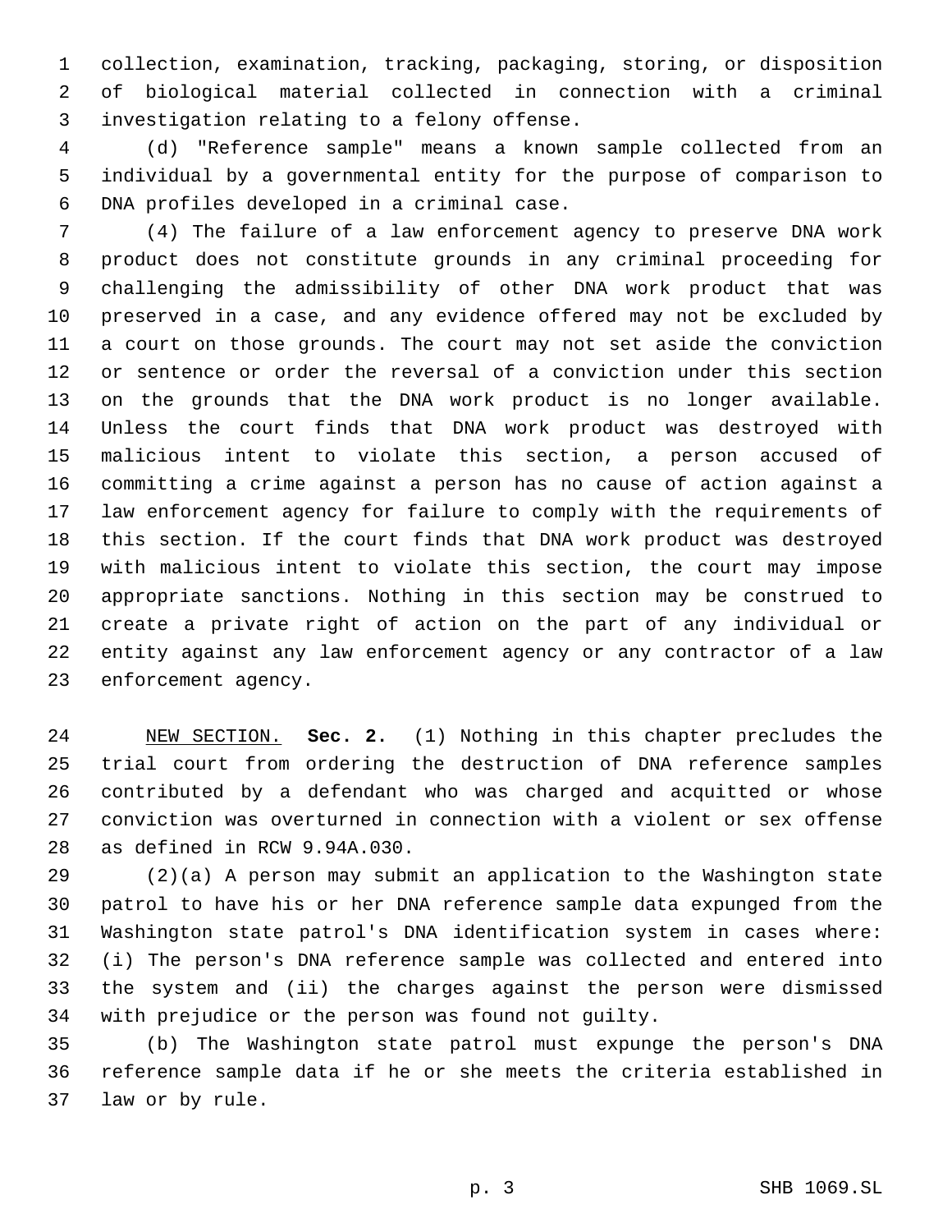collection, examination, tracking, packaging, storing, or disposition of biological material collected in connection with a criminal investigation relating to a felony offense.

(d) "Reference sample" means a known sample collected from an individual by a governmental entity for the purpose of comparison to DNA profiles developed in a criminal case.

(4) The failure of a law enforcement agency to preserve DNA work product does not constitute grounds in any criminal proceeding for challenging the admissibility of other DNA work product that was preserved in a case, and any evidence offered may not be excluded by a court on those grounds. The court may not set aside the conviction or sentence or order the reversal of a conviction under this section on the grounds that the DNA work product is no longer available. Unless the court finds that DNA work product was destroyed with malicious intent to violate this section, a person accused of committing a crime against a person has no cause of action against a law enforcement agency for failure to comply with the requirements of this section. If the court finds that DNA work product was destroyed with malicious intent to violate this section, the court may impose appropriate sanctions. Nothing in this section may be construed to create a private right of action on the part of any individual or entity against any law enforcement agency or any contractor of a law enforcement agency.

NEW SECTION. **Sec. 2.** (1) Nothing in this chapter precludes the trial court from ordering the destruction of DNA reference samples contributed by a defendant who was charged and acquitted or whose conviction was overturned in connection with a violent or sex offense as defined in RCW 9.94A.030.

(2)(a) A person may submit an application to the Washington state patrol to have his or her DNA reference sample data expunged from the Washington state patrol's DNA identification system in cases where: (i) The person's DNA reference sample was collected and entered into the system and (ii) the charges against the person were dismissed with prejudice or the person was found not guilty.

(b) The Washington state patrol must expunge the person's DNA reference sample data if he or she meets the criteria established in law or by rule.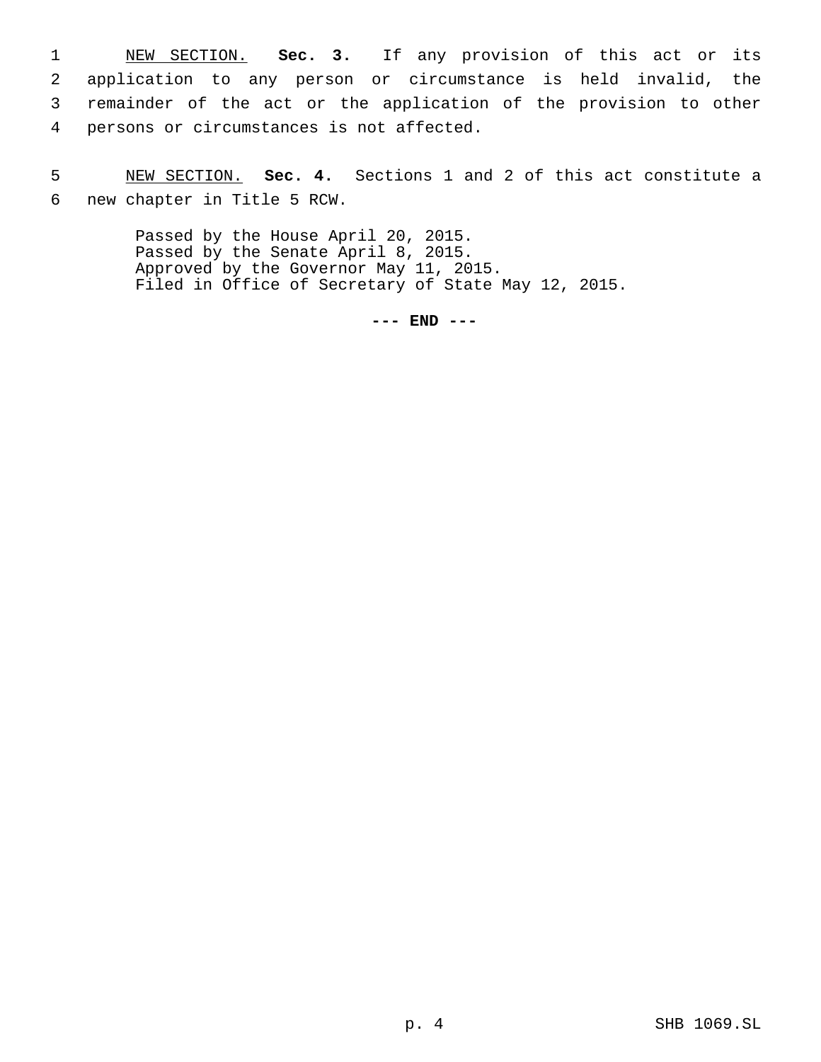NEW SECTION. **Sec. 3.** If any provision of this act or its application to any person or circumstance is held invalid, the remainder of the act or the application of the provision to other persons or circumstances is not affected.

NEW SECTION. **Sec. 4.** Sections 1 and 2 of this act constitute a new chapter in Title 5 RCW.

Passed by the House April 20, 2015.
Passed by the Senate April 8, 2015.
Approved by the Governor May 11, 2015.
Filed in Office of Secretary of State May 12, 2015.

**--- END ---**